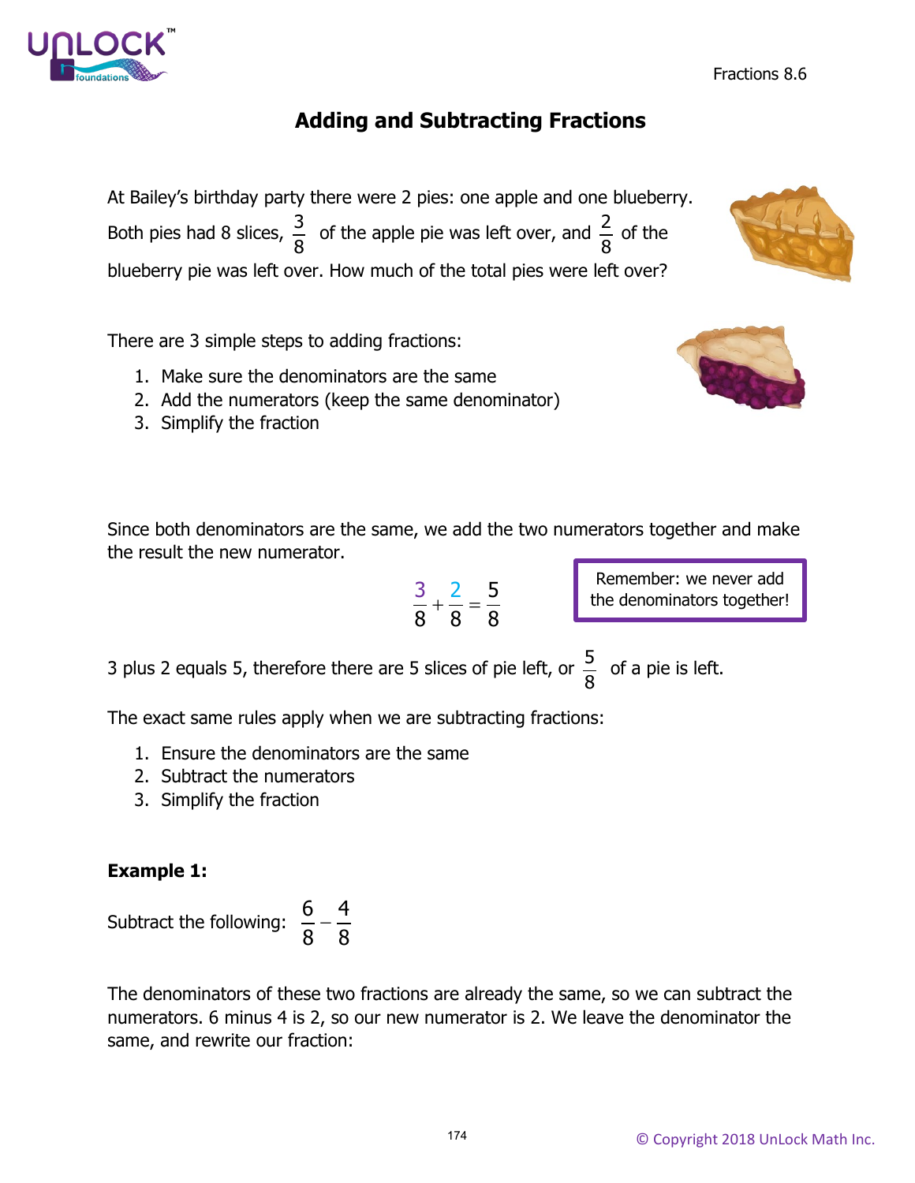# Adding and Subtracting Fractions

At Bailey's birthday party there were 2 pies: one apple and one blueberry. Both pies had 8 slices, $\frac{3}{8}$ of the apple pie was left over, and $\frac{2}{8}$ of the blueberry pie was left over. How much of the total pies were left over?

There are 3 simple steps to adding fractions:

1. Make sure the denominators are the same
2. Add the numerators (keep the same denominator)
3. Simplify the fraction

Since both denominators are the same, we add the two numerators together and make the result the new numerator.

$$\frac{3}{8} + \frac{2}{8} = \frac{5}{8}$$

Remember: we never add the denominators together!

3 plus 2 equals 5, therefore there are 5 slices of pie left, or $\frac{5}{8}$ of a pie is left.

The exact same rules apply when we are subtracting fractions:

1. Ensure the denominators are the same
2. Subtract the numerators
3. Simplify the fraction

**Example 1:**

Subtract the following: $\frac{6}{8} - \frac{4}{8}$

The denominators of these two fractions are already the same, so we can subtract the numerators. 6 minus 4 is 2, so our new numerator is 2. We leave the denominator the same, and rewrite our fraction: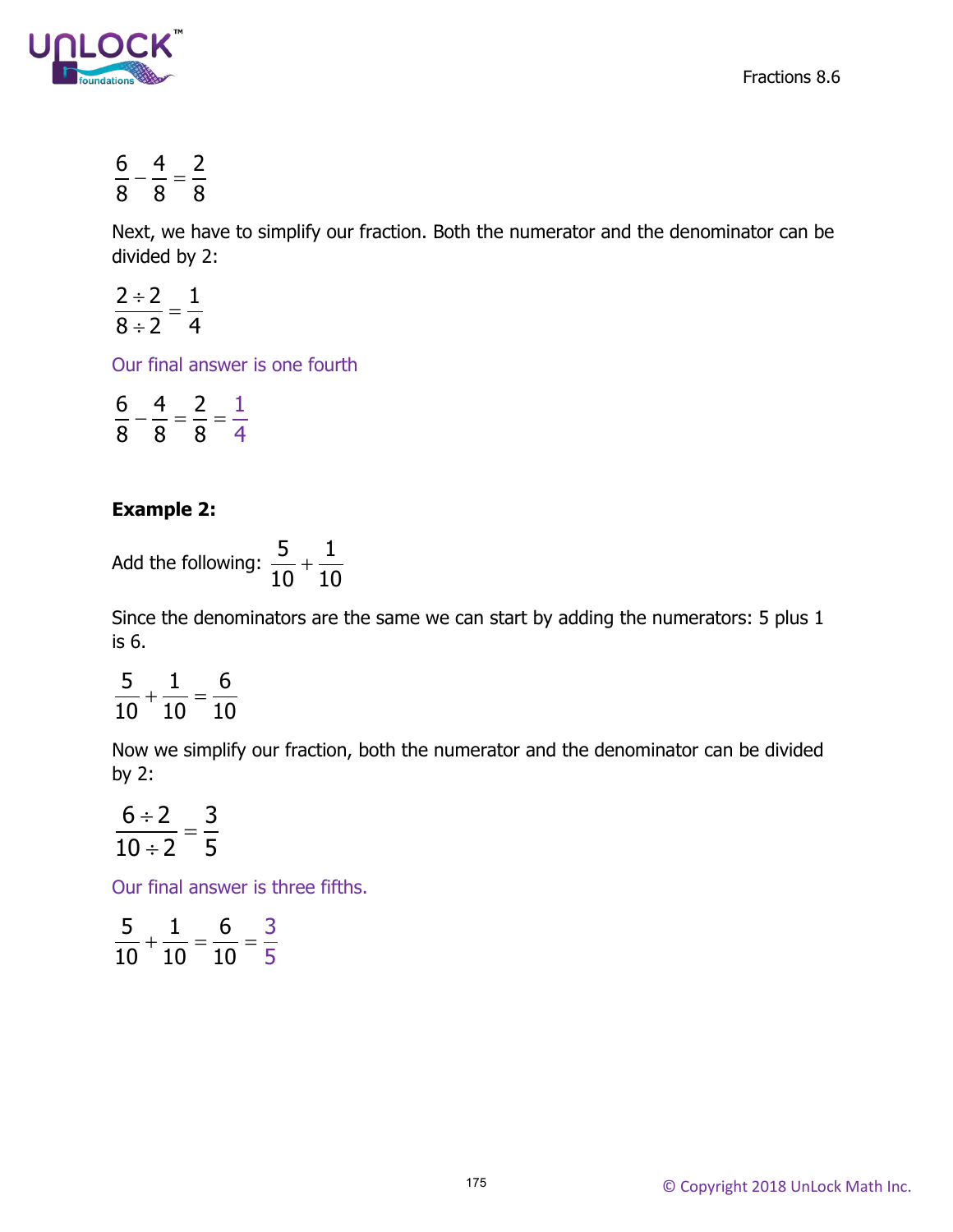$$\frac{6}{8} - \frac{4}{8} = \frac{2}{8}$$

Next, we have to simplify our fraction. Both the numerator and the denominator can be divided by 2:

$$\frac{2 \div 2}{8 \div 2} = \frac{1}{4}$$

Our final answer is one fourth

$$\frac{6}{8} - \frac{4}{8} = \frac{2}{8} = \frac{1}{4}$$

**Example 2:**

Add the following: $\frac{5}{10} + \frac{1}{10}$

Since the denominators are the same we can start by adding the numerators: 5 plus 1 is 6.

$$\frac{5}{10} + \frac{1}{10} = \frac{6}{10}$$

Now we simplify our fraction, both the numerator and the denominator can be divided by 2:

$$\frac{6 \div 2}{10 \div 2} = \frac{3}{5}$$

Our final answer is three fifths.

$$\frac{5}{10} + \frac{1}{10} = \frac{6}{10} = \frac{3}{5}$$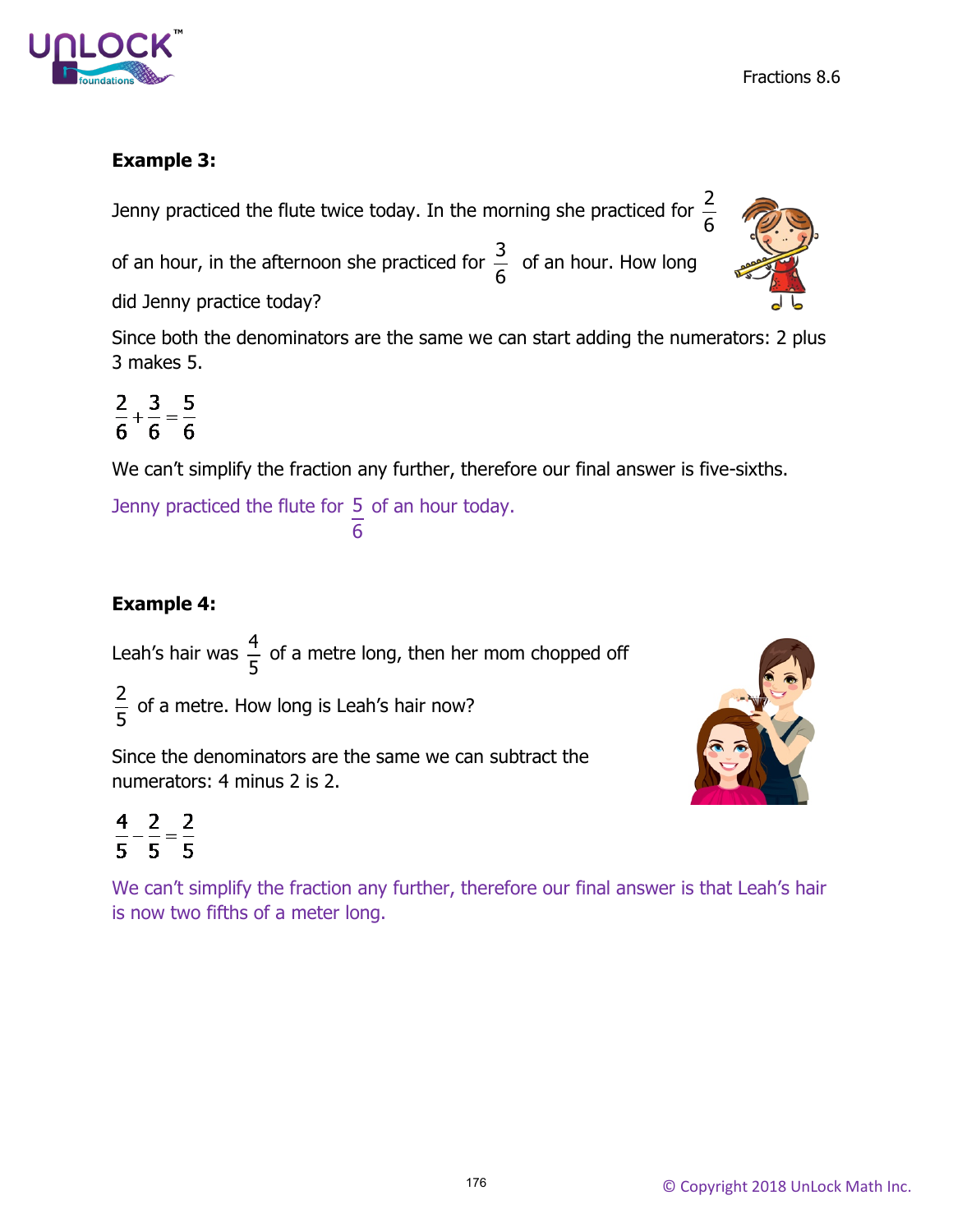**Example 3:**

Jenny practiced the flute twice today. In the morning she practiced for $\frac{2}{6}$ of an hour, in the afternoon she practiced for $\frac{3}{6}$ of an hour. How long did Jenny practice today?

Since both the denominators are the same we can start adding the numerators: 2 plus 3 makes 5.

$$\frac{2}{6}+\frac{3}{6}=\frac{5}{6}$$

We can't simplify the fraction any further, therefore our final answer is five-sixths.

Jenny practiced the flute for $\frac{5}{6}$ of an hour today.

**Example 4:**

Leah's hair was $\frac{4}{5}$ of a metre long, then her mom chopped off $\frac{2}{5}$ of a metre. How long is Leah's hair now?

Since the denominators are the same we can subtract the numerators: 4 minus 2 is 2.

$$\frac{4}{5}-\frac{2}{5}=\frac{2}{5}$$

We can't simplify the fraction any further, therefore our final answer is that Leah's hair is now two fifths of a meter long.